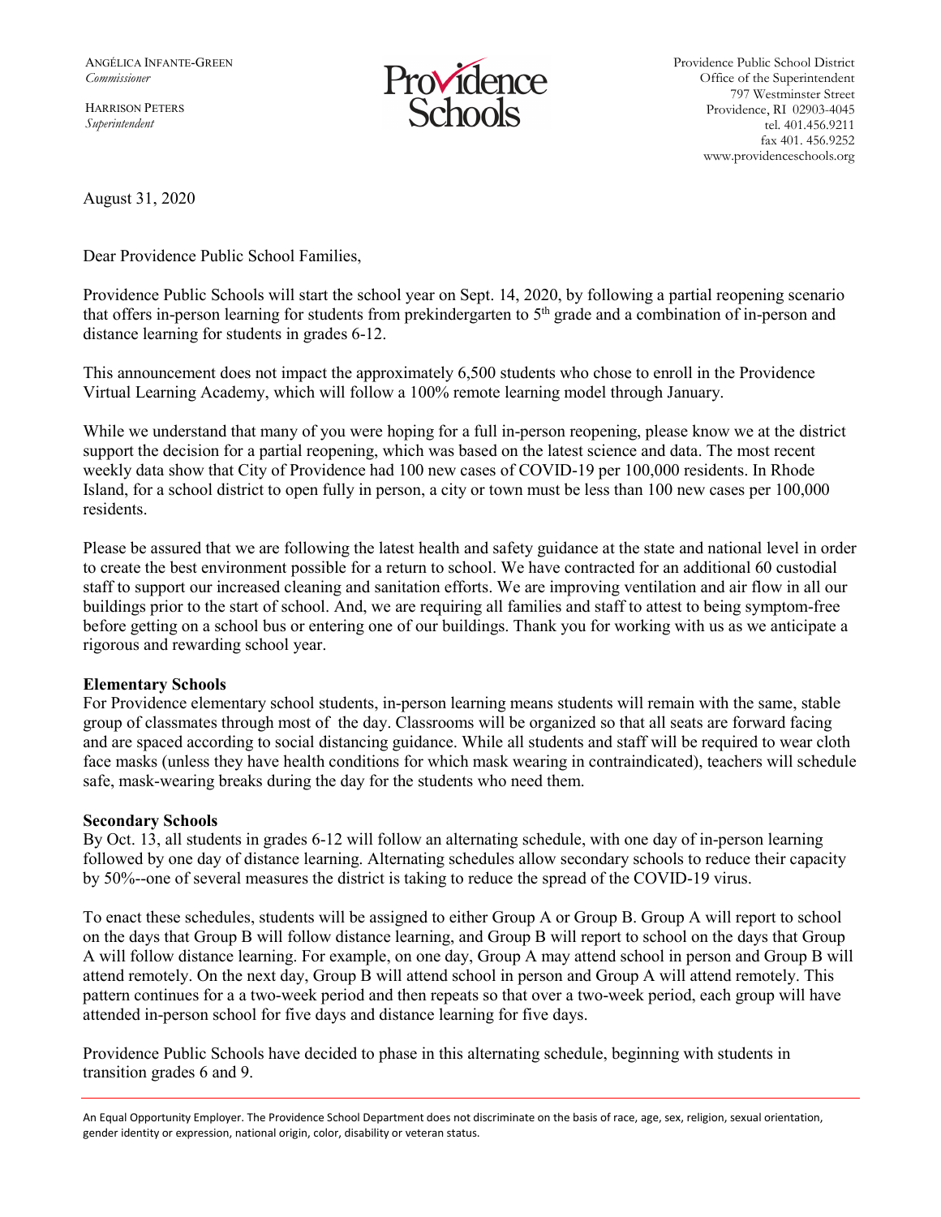ANGÉLICA INFANTE-GREEN
*Commissioner*

HARRISON PETERS
*Superintendent*

Providence Public School District
Office of the Superintendent
797 Westminster Street
Providence, RI 02903-4045
tel. 401.456.9211
fax 401. 456.9252
www.providenceschools.org

August 31, 2020

Dear Providence Public School Families,

Providence Public Schools will start the school year on Sept. 14, 2020, by following a partial reopening scenario that offers in-person learning for students from prekindergarten to 5th grade and a combination of in-person and distance learning for students in grades 6-12.

This announcement does not impact the approximately 6,500 students who chose to enroll in the Providence Virtual Learning Academy, which will follow a 100% remote learning model through January.

While we understand that many of you were hoping for a full in-person reopening, please know we at the district support the decision for a partial reopening, which was based on the latest science and data. The most recent weekly data show that City of Providence had 100 new cases of COVID-19 per 100,000 residents. In Rhode Island, for a school district to open fully in person, a city or town must be less than 100 new cases per 100,000 residents.

Please be assured that we are following the latest health and safety guidance at the state and national level in order to create the best environment possible for a return to school. We have contracted for an additional 60 custodial staff to support our increased cleaning and sanitation efforts. We are improving ventilation and air flow in all our buildings prior to the start of school. And, we are requiring all families and staff to attest to being symptom-free before getting on a school bus or entering one of our buildings. Thank you for working with us as we anticipate a rigorous and rewarding school year.

**Elementary Schools**

For Providence elementary school students, in-person learning means students will remain with the same, stable group of classmates through most of the day. Classrooms will be organized so that all seats are forward facing and are spaced according to social distancing guidance. While all students and staff will be required to wear cloth face masks (unless they have health conditions for which mask wearing in contraindicated), teachers will schedule safe, mask-wearing breaks during the day for the students who need them.

**Secondary Schools**

By Oct. 13, all students in grades 6-12 will follow an alternating schedule, with one day of in-person learning followed by one day of distance learning. Alternating schedules allow secondary schools to reduce their capacity by 50%--one of several measures the district is taking to reduce the spread of the COVID-19 virus.

To enact these schedules, students will be assigned to either Group A or Group B. Group A will report to school on the days that Group B will follow distance learning, and Group B will report to school on the days that Group A will follow distance learning. For example, on one day, Group A may attend school in person and Group B will attend remotely. On the next day, Group B will attend school in person and Group A will attend remotely. This pattern continues for a a two-week period and then repeats so that over a two-week period, each group will have attended in-person school for five days and distance learning for five days.

Providence Public Schools have decided to phase in this alternating schedule, beginning with students in transition grades 6 and 9.

An Equal Opportunity Employer. The Providence School Department does not discriminate on the basis of race, age, sex, religion, sexual orientation, gender identity or expression, national origin, color, disability or veteran status.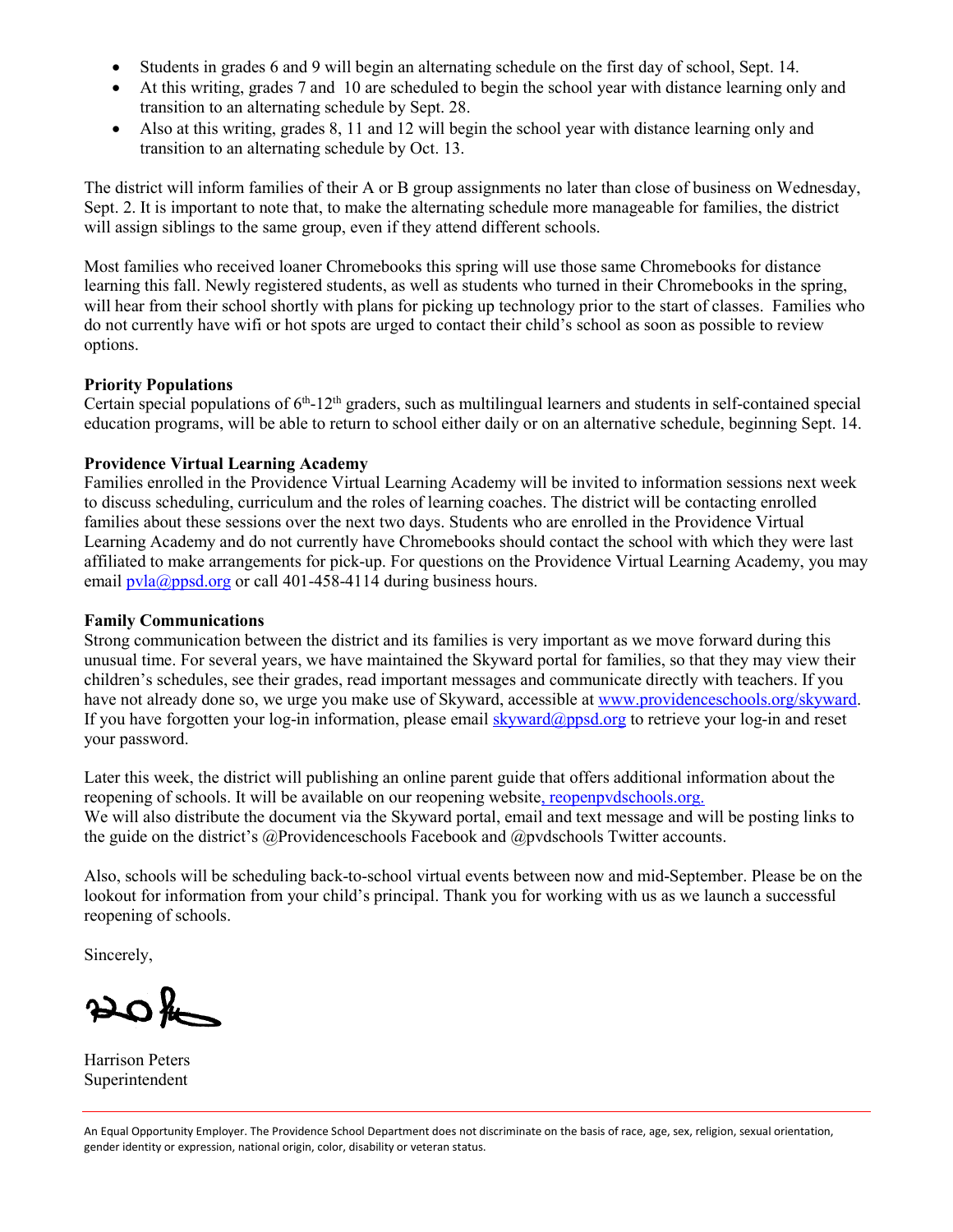- Students in grades 6 and 9 will begin an alternating schedule on the first day of school, Sept. 14.
- At this writing, grades 7 and 10 are scheduled to begin the school year with distance learning only and transition to an alternating schedule by Sept. 28.
- Also at this writing, grades 8, 11 and 12 will begin the school year with distance learning only and transition to an alternating schedule by Oct. 13.

The district will inform families of their A or B group assignments no later than close of business on Wednesday, Sept. 2. It is important to note that, to make the alternating schedule more manageable for families, the district will assign siblings to the same group, even if they attend different schools.

Most families who received loaner Chromebooks this spring will use those same Chromebooks for distance learning this fall. Newly registered students, as well as students who turned in their Chromebooks in the spring, will hear from their school shortly with plans for picking up technology prior to the start of classes. Families who do not currently have wifi or hot spots are urged to contact their child's school as soon as possible to review options.

**Priority Populations**

Certain special populations of 6th-12th graders, such as multilingual learners and students in self-contained special education programs, will be able to return to school either daily or on an alternative schedule, beginning Sept. 14.

**Providence Virtual Learning Academy**

Families enrolled in the Providence Virtual Learning Academy will be invited to information sessions next week to discuss scheduling, curriculum and the roles of learning coaches. The district will be contacting enrolled families about these sessions over the next two days. Students who are enrolled in the Providence Virtual Learning Academy and do not currently have Chromebooks should contact the school with which they were last affiliated to make arrangements for pick-up. For questions on the Providence Virtual Learning Academy, you may email pvla@ppsd.org or call 401-458-4114 during business hours.

**Family Communications**

Strong communication between the district and its families is very important as we move forward during this unusual time. For several years, we have maintained the Skyward portal for families, so that they may view their children's schedules, see their grades, read important messages and communicate directly with teachers. If you have not already done so, we urge you make use of Skyward, accessible at www.providenceschools.org/skyward. If you have forgotten your log-in information, please email skyward@ppsd.org to retrieve your log-in and reset your password.

Later this week, the district will publishing an online parent guide that offers additional information about the reopening of schools. It will be available on our reopening website, reopenpvdschools.org.
We will also distribute the document via the Skyward portal, email and text message and will be posting links to the guide on the district's @Providenceschools Facebook and @pvdschools Twitter accounts.

Also, schools will be scheduling back-to-school virtual events between now and mid-September. Please be on the lookout for information from your child's principal. Thank you for working with us as we launch a successful reopening of schools.

Sincerely,

Harrison Peters
Superintendent

An Equal Opportunity Employer. The Providence School Department does not discriminate on the basis of race, age, sex, religion, sexual orientation, gender identity or expression, national origin, color, disability or veteran status.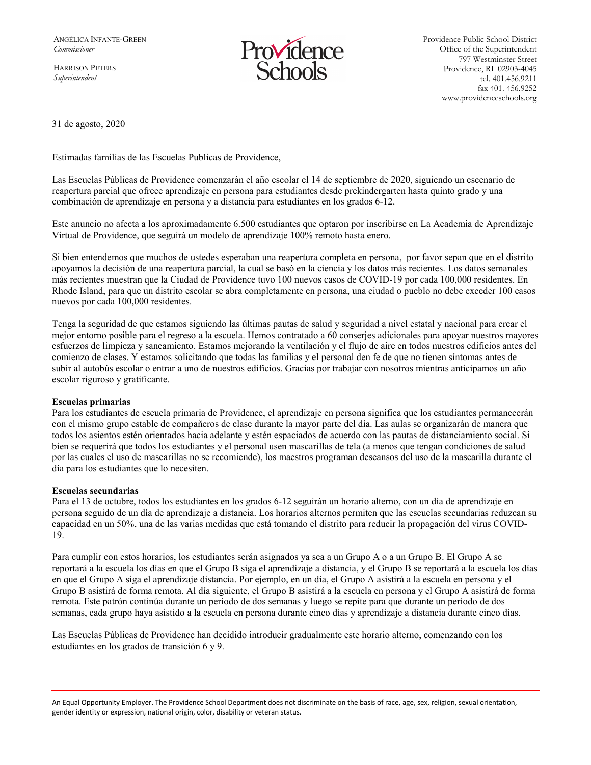ANGÉLICA INFANTE-GREEN
*Commissioner*

HARRISON PETERS
*Superintendent*

Providence Public School District
Office of the Superintendent
797 Westminster Street
Providence, RI 02903-4045
tel. 401.456.9211
fax 401. 456.9252
www.providenceschools.org

31 de agosto, 2020

Estimadas familias de las Escuelas Publicas de Providence,

Las Escuelas Públicas de Providence comenzarán el año escolar el 14 de septiembre de 2020, siguiendo un escenario de reapertura parcial que ofrece aprendizaje en persona para estudiantes desde prekindergarten hasta quinto grado y una combinación de aprendizaje en persona y a distancia para estudiantes en los grados 6-12.

Este anuncio no afecta a los aproximadamente 6.500 estudiantes que optaron por inscribirse en La Academia de Aprendizaje Virtual de Providence, que seguirá un modelo de aprendizaje 100% remoto hasta enero.

Si bien entendemos que muchos de ustedes esperaban una reapertura completa en persona, por favor sepan que en el distrito apoyamos la decisión de una reapertura parcial, la cual se basó en la ciencia y los datos más recientes. Los datos semanales más recientes muestran que la Ciudad de Providence tuvo 100 nuevos casos de COVID-19 por cada 100,000 residentes. En Rhode Island, para que un distrito escolar se abra completamente en persona, una ciudad o pueblo no debe exceder 100 casos nuevos por cada 100,000 residentes.

Tenga la seguridad de que estamos siguiendo las últimas pautas de salud y seguridad a nivel estatal y nacional para crear el mejor entorno posible para el regreso a la escuela. Hemos contratado a 60 conserjes adicionales para apoyar nuestros mayores esfuerzos de limpieza y saneamiento. Estamos mejorando la ventilación y el flujo de aire en todos nuestros edificios antes del comienzo de clases. Y estamos solicitando que todas las familias y el personal den fe de que no tienen síntomas antes de subir al autobús escolar o entrar a uno de nuestros edificios. Gracias por trabajar con nosotros mientras anticipamos un año escolar riguroso y gratificante.

**Escuelas primarias**
Para los estudiantes de escuela primaria de Providence, el aprendizaje en persona significa que los estudiantes permanecerán con el mismo grupo estable de compañeros de clase durante la mayor parte del día. Las aulas se organizarán de manera que todos los asientos estén orientados hacia adelante y estén espaciados de acuerdo con las pautas de distanciamiento social. Si bien se requerirá que todos los estudiantes y el personal usen mascarillas de tela (a menos que tengan condiciones de salud por las cuales el uso de mascarillas no se recomiende), los maestros programan descansos del uso de la mascarilla durante el día para los estudiantes que lo necesiten.

**Escuelas secundarias**
Para el 13 de octubre, todos los estudiantes en los grados 6-12 seguirán un horario alterno, con un día de aprendizaje en persona seguido de un día de aprendizaje a distancia. Los horarios alternos permiten que las escuelas secundarias reduzcan su capacidad en un 50%, una de las varias medidas que está tomando el distrito para reducir la propagación del virus COVID-19.

Para cumplir con estos horarios, los estudiantes serán asignados ya sea a un Grupo A o a un Grupo B. El Grupo A se reportará a la escuela los días en que el Grupo B siga el aprendizaje a distancia, y el Grupo B se reportará a la escuela los días en que el Grupo A siga el aprendizaje distancia. Por ejemplo, en un día, el Grupo A asistirá a la escuela en persona y el Grupo B asistirá de forma remota. Al día siguiente, el Grupo B asistirá a la escuela en persona y el Grupo A asistirá de forma remota. Este patrón continúa durante un período de dos semanas y luego se repite para que durante un período de dos semanas, cada grupo haya asistido a la escuela en persona durante cinco días y aprendizaje a distancia durante cinco días.

Las Escuelas Públicas de Providence han decidido introducir gradualmente este horario alterno, comenzando con los estudiantes en los grados de transición 6 y 9.

An Equal Opportunity Employer. The Providence School Department does not discriminate on the basis of race, age, sex, religion, sexual orientation, gender identity or expression, national origin, color, disability or veteran status.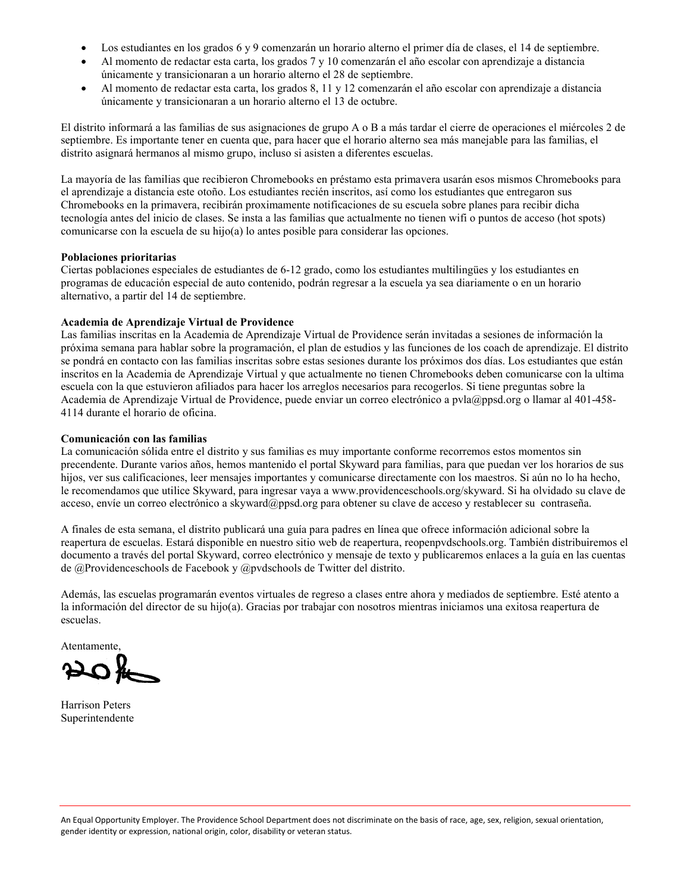- Los estudiantes en los grados 6 y 9 comenzarán un horario alterno el primer día de clases, el 14 de septiembre.
- Al momento de redactar esta carta, los grados 7 y 10 comenzarán el año escolar con aprendizaje a distancia únicamente y transicionaran a un horario alterno el 28 de septiembre.
- Al momento de redactar esta carta, los grados 8, 11 y 12 comenzarán el año escolar con aprendizaje a distancia únicamente y transicionaran a un horario alterno el 13 de octubre.

El distrito informará a las familias de sus asignaciones de grupo A o B a más tardar el cierre de operaciones el miércoles 2 de septiembre. Es importante tener en cuenta que, para hacer que el horario alterno sea más manejable para las familias, el distrito asignará hermanos al mismo grupo, incluso si asisten a diferentes escuelas.

La mayoría de las familias que recibieron Chromebooks en préstamo esta primavera usarán esos mismos Chromebooks para el aprendizaje a distancia este otoño. Los estudiantes recién inscritos, así como los estudiantes que entregaron sus Chromebooks en la primavera, recibirán proximamente notificaciones de su escuela sobre planes para recibir dicha tecnología antes del inicio de clases. Se insta a las familias que actualmente no tienen wifi o puntos de acceso (hot spots) comunicarse con la escuela de su hijo(a) lo antes posible para considerar las opciones.

**Poblaciones prioritarias**
Ciertas poblaciones especiales de estudiantes de 6-12 grado, como los estudiantes multilingües y los estudiantes en programas de educación especial de auto contenido, podrán regresar a la escuela ya sea diariamente o en un horario alternativo, a partir del 14 de septiembre.

**Academia de Aprendizaje Virtual de Providence**
Las familias inscritas en la Academia de Aprendizaje Virtual de Providence serán invitadas a sesiones de información la próxima semana para hablar sobre la programación, el plan de estudios y las funciones de los coach de aprendizaje. El distrito se pondrá en contacto con las familias inscritas sobre estas sesiones durante los próximos dos días. Los estudiantes que están inscritos en la Academia de Aprendizaje Virtual y que actualmente no tienen Chromebooks deben comunicarse con la ultima escuela con la que estuvieron afiliados para hacer los arreglos necesarios para recogerlos. Si tiene preguntas sobre la Academia de Aprendizaje Virtual de Providence, puede enviar un correo electrónico a pvla@ppsd.org o llamar al 401-458-4114 durante el horario de oficina.

**Comunicación con las familias**
La comunicación sólida entre el distrito y sus familias es muy importante conforme recorremos estos momentos sin precendente. Durante varios años, hemos mantenido el portal Skyward para familias, para que puedan ver los horarios de sus hijos, ver sus calificaciones, leer mensajes importantes y comunicarse directamente con los maestros. Si aún no lo ha hecho, le recomendamos que utilice Skyward, para ingresar vaya a www.providenceschools.org/skyward. Si ha olvidado su clave de acceso, envíe un correo electrónico a skyward@ppsd.org para obtener su clave de acceso y restablecer su contraseña.

A finales de esta semana, el distrito publicará una guía para padres en línea que ofrece información adicional sobre la reapertura de escuelas. Estará disponible en nuestro sitio web de reapertura, reopenpvdschools.org. También distribuiremos el documento a través del portal Skyward, correo electrónico y mensaje de texto y publicaremos enlaces a la guía en las cuentas de @Providenceschools de Facebook y @pvdschools de Twitter del distrito.

Además, las escuelas programarán eventos virtuales de regreso a clases entre ahora y mediados de septiembre. Esté atento a la información del director de su hijo(a). Gracias por trabajar con nosotros mientras iniciamos una exitosa reapertura de escuelas.

Atentamente,

Harrison Peters
Superintendente

An Equal Opportunity Employer. The Providence School Department does not discriminate on the basis of race, age, sex, religion, sexual orientation, gender identity or expression, national origin, color, disability or veteran status.